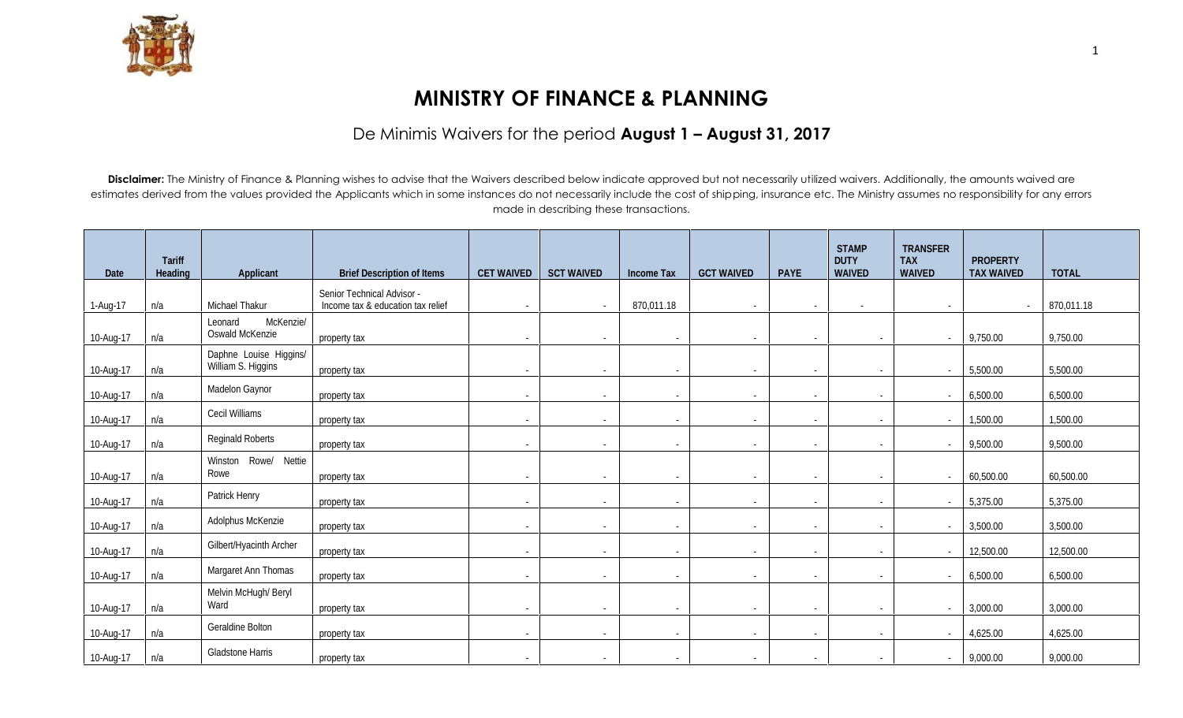# MINISTRY OF FINANCE & PLANNING

## De Minimis Waivers for the period **August 1 – August 31, 2017**

**Disclaimer:** The Ministry of Finance & Planning wishes to advise that the Waivers described below indicate approved but not necessarily utilized waivers. Additionally, the amounts waived are estimates derived from the values provided the Applicants which in some instances do not necessarily include the cost of shipping, insurance etc. The Ministry assumes no responsibility for any errors made in describing these transactions.

| Date | Tariff Heading | Applicant | Brief Description of Items | CET WAIVED | SCT WAIVED | Income Tax | GCT WAIVED | PAYE | STAMP DUTY WAIVED | TRANSFER TAX WAIVED | PROPERTY TAX WAIVED | TOTAL |
|---|---|---|---|---|---|---|---|---|---|---|---|---|
| 1-Aug-17 | n/a | Michael Thakur | Senior Technical Advisor - Income tax & education tax relief | - | - | 870,011.18 | - | - | - | - | - | 870,011.18 |
| 10-Aug-17 | n/a | Leonard McKenzie/ Oswald McKenzie | property tax | - | - | - | - | - | - | - | 9,750.00 | 9,750.00 |
| 10-Aug-17 | n/a | Daphne Louise Higgins/ William S. Higgins | property tax | - | - | - | - | - | - | - | 5,500.00 | 5,500.00 |
| 10-Aug-17 | n/a | Madelon Gaynor | property tax | - | - | - | - | - | - | - | 6,500.00 | 6,500.00 |
| 10-Aug-17 | n/a | Cecil Williams | property tax | - | - | - | - | - | - | - | 1,500.00 | 1,500.00 |
| 10-Aug-17 | n/a | Reginald Roberts | property tax | - | - | - | - | - | - | - | 9,500.00 | 9,500.00 |
| 10-Aug-17 | n/a | Winston Rowe/ Nettie Rowe | property tax | - | - | - | - | - | - | - | 60,500.00 | 60,500.00 |
| 10-Aug-17 | n/a | Patrick Henry | property tax | - | - | - | - | - | - | - | 5,375.00 | 5,375.00 |
| 10-Aug-17 | n/a | Adolphus McKenzie | property tax | - | - | - | - | - | - | - | 3,500.00 | 3,500.00 |
| 10-Aug-17 | n/a | Gilbert/Hyacinth Archer | property tax | - | - | - | - | - | - | - | 12,500.00 | 12,500.00 |
| 10-Aug-17 | n/a | Margaret Ann Thomas | property tax | - | - | - | - | - | - | - | 6,500.00 | 6,500.00 |
| 10-Aug-17 | n/a | Melvin McHugh/ Beryl Ward | property tax | - | - | - | - | - | - | - | 3,000.00 | 3,000.00 |
| 10-Aug-17 | n/a | Geraldine Bolton | property tax | - | - | - | - | - | - | - | 4,625.00 | 4,625.00 |
| 10-Aug-17 | n/a | Gladstone Harris | property tax | - | - | - | - | - | - | - | 9,000.00 | 9,000.00 |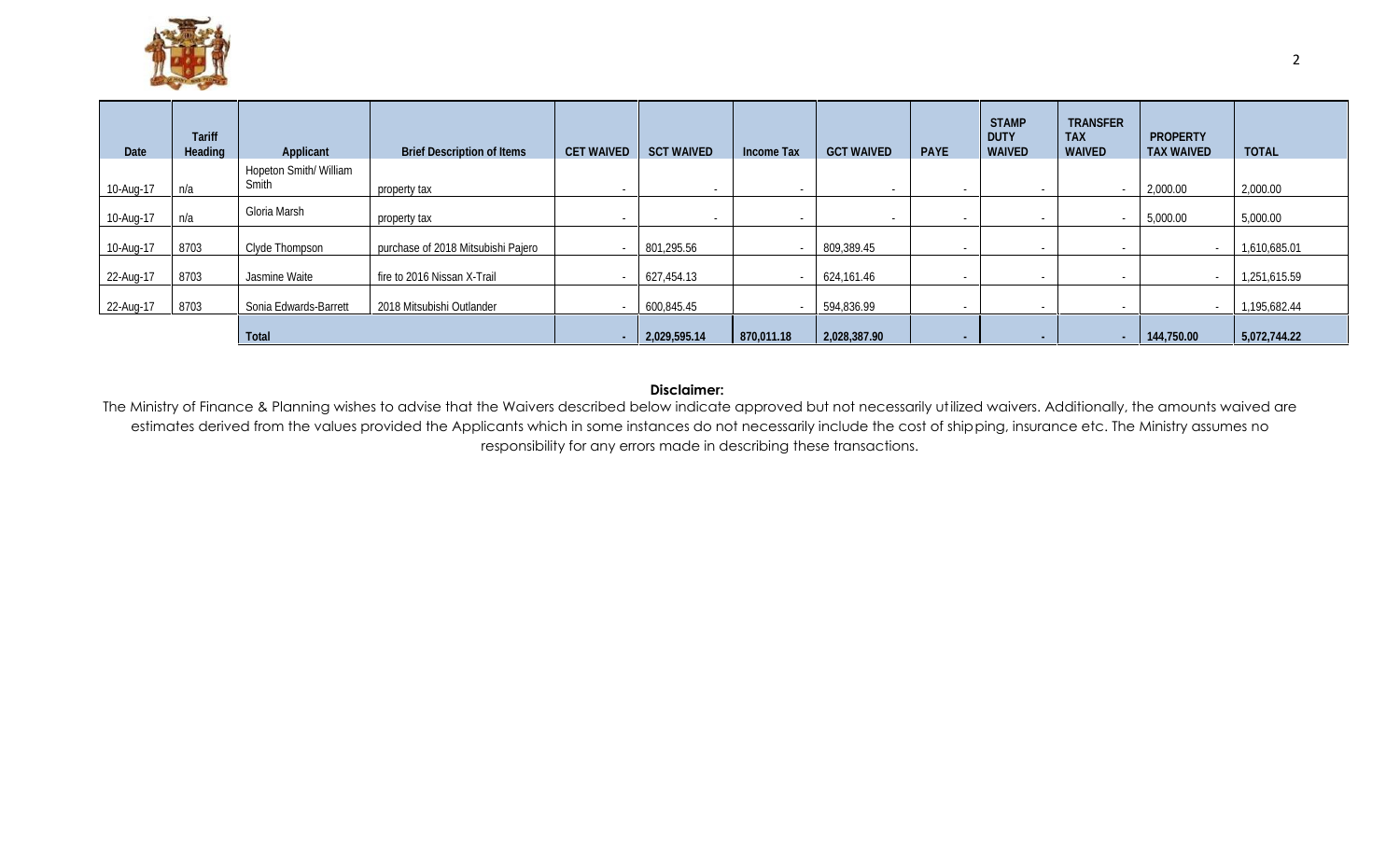| Date | Tariff Heading | Applicant | Brief Description of Items | CET WAIVED | SCT WAIVED | Income Tax | GCT WAIVED | PAYE | STAMP DUTY WAIVED | TRANSFER TAX WAIVED | PROPERTY TAX WAIVED | TOTAL |
|---|---|---|---|---|---|---|---|---|---|---|---|---|
| 10-Aug-17 | n/a | Hopeton Smith/ William Smith | property tax | - | - | - | - | - | - | - | 2,000.00 | 2,000.00 |
| 10-Aug-17 | n/a | Gloria Marsh | property tax | - | - | - | - | - | - | - | 5,000.00 | 5,000.00 |
| 10-Aug-17 | 8703 | Clyde Thompson | purchase of 2018 Mitsubishi Pajero | - | 801,295.56 | - | 809,389.45 | - | - | - | - | 1,610,685.01 |
| 22-Aug-17 | 8703 | Jasmine Waite | fire to 2016 Nissan X-Trail | - | 627,454.13 | - | 624,161.46 | - | - | - | - | 1,251,615.59 |
| 22-Aug-17 | 8703 | Sonia Edwards-Barrett | 2018 Mitsubishi Outlander | - | 600,845.45 | - | 594,836.99 | - | - | - | - | 1,195,682.44 |
| | | **Total** | | **-** | **2,029,595.14** | **870,011.18** | **2,028,387.90** | **-** | **-** | **-** | **144,750.00** | **5,072,744.22** |

**Disclaimer:**

The Ministry of Finance & Planning wishes to advise that the Waivers described below indicate approved but not necessarily utilized waivers. Additionally, the amounts waived are estimates derived from the values provided the Applicants which in some instances do not necessarily include the cost of shipping, insurance etc. The Ministry assumes no responsibility for any errors made in describing these transactions.